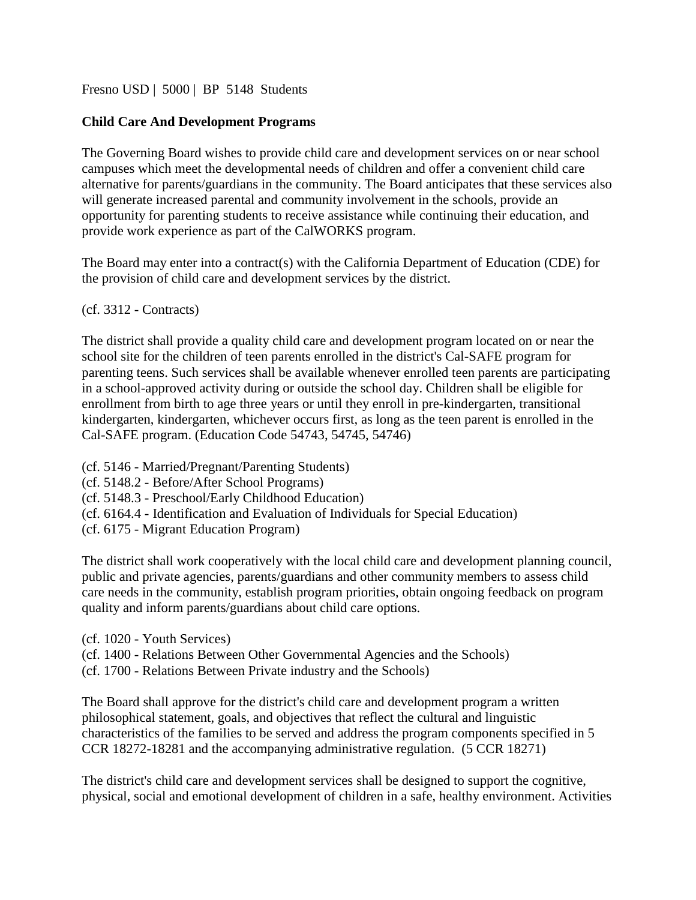Fresno USD | 5000 | BP 5148 Students

**Child Care And Development Programs**

The Governing Board wishes to provide child care and development services on or near school campuses which meet the developmental needs of children and offer a convenient child care alternative for parents/guardians in the community. The Board anticipates that these services also will generate increased parental and community involvement in the schools, provide an opportunity for parenting students to receive assistance while continuing their education, and provide work experience as part of the CalWORKS program.

The Board may enter into a contract(s) with the California Department of Education (CDE) for the provision of child care and development services by the district.

(cf. 3312 - Contracts)

The district shall provide a quality child care and development program located on or near the school site for the children of teen parents enrolled in the district's Cal-SAFE program for parenting teens. Such services shall be available whenever enrolled teen parents are participating in a school-approved activity during or outside the school day. Children shall be eligible for enrollment from birth to age three years or until they enroll in pre-kindergarten, transitional kindergarten, kindergarten, whichever occurs first, as long as the teen parent is enrolled in the Cal-SAFE program. (Education Code 54743, 54745, 54746)

(cf. 5146 - Married/Pregnant/Parenting Students)
(cf. 5148.2 - Before/After School Programs)
(cf. 5148.3 - Preschool/Early Childhood Education)
(cf. 6164.4 - Identification and Evaluation of Individuals for Special Education)
(cf. 6175 - Migrant Education Program)

The district shall work cooperatively with the local child care and development planning council, public and private agencies, parents/guardians and other community members to assess child care needs in the community, establish program priorities, obtain ongoing feedback on program quality and inform parents/guardians about child care options.

(cf. 1020 - Youth Services)
(cf. 1400 - Relations Between Other Governmental Agencies and the Schools)
(cf. 1700 - Relations Between Private industry and the Schools)

The Board shall approve for the district's child care and development program a written philosophical statement, goals, and objectives that reflect the cultural and linguistic characteristics of the families to be served and address the program components specified in 5 CCR 18272-18281 and the accompanying administrative regulation. (5 CCR 18271)

The district's child care and development services shall be designed to support the cognitive, physical, social and emotional development of children in a safe, healthy environment. Activities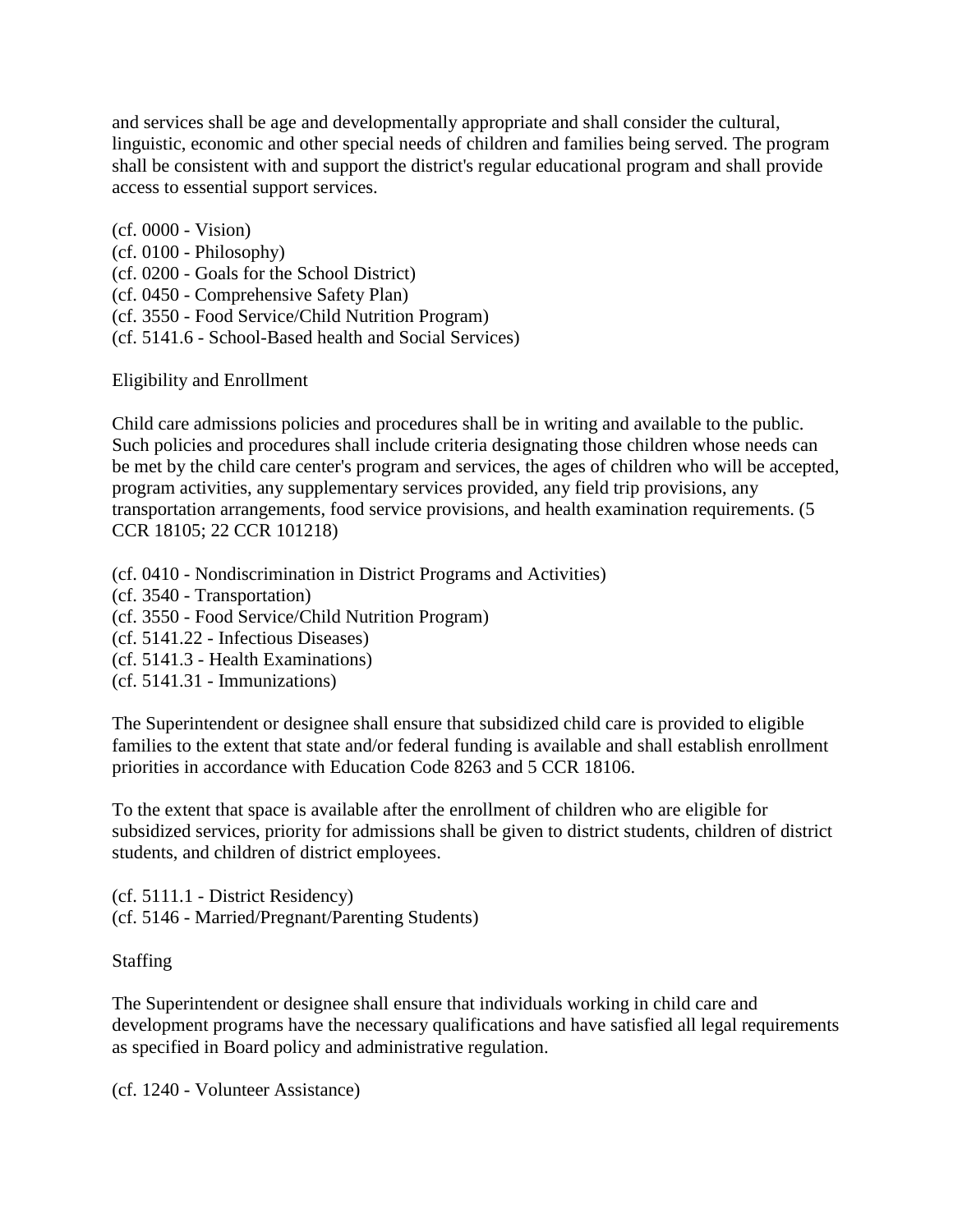and services shall be age and developmentally appropriate and shall consider the cultural, linguistic, economic and other special needs of children and families being served. The program shall be consistent with and support the district's regular educational program and shall provide access to essential support services.

(cf. 0000 - Vision)
(cf. 0100 - Philosophy)
(cf. 0200 - Goals for the School District)
(cf. 0450 - Comprehensive Safety Plan)
(cf. 3550 - Food Service/Child Nutrition Program)
(cf. 5141.6 - School-Based health and Social Services)

## Eligibility and Enrollment

Child care admissions policies and procedures shall be in writing and available to the public. Such policies and procedures shall include criteria designating those children whose needs can be met by the child care center's program and services, the ages of children who will be accepted, program activities, any supplementary services provided, any field trip provisions, any transportation arrangements, food service provisions, and health examination requirements. (5 CCR 18105; 22 CCR 101218)

(cf. 0410 - Nondiscrimination in District Programs and Activities)
(cf. 3540 - Transportation)
(cf. 3550 - Food Service/Child Nutrition Program)
(cf. 5141.22 - Infectious Diseases)
(cf. 5141.3 - Health Examinations)
(cf. 5141.31 - Immunizations)

The Superintendent or designee shall ensure that subsidized child care is provided to eligible families to the extent that state and/or federal funding is available and shall establish enrollment priorities in accordance with Education Code 8263 and 5 CCR 18106.

To the extent that space is available after the enrollment of children who are eligible for subsidized services, priority for admissions shall be given to district students, children of district students, and children of district employees.

(cf. 5111.1 - District Residency)
(cf. 5146 - Married/Pregnant/Parenting Students)

## Staffing

The Superintendent or designee shall ensure that individuals working in child care and development programs have the necessary qualifications and have satisfied all legal requirements as specified in Board policy and administrative regulation.

(cf. 1240 - Volunteer Assistance)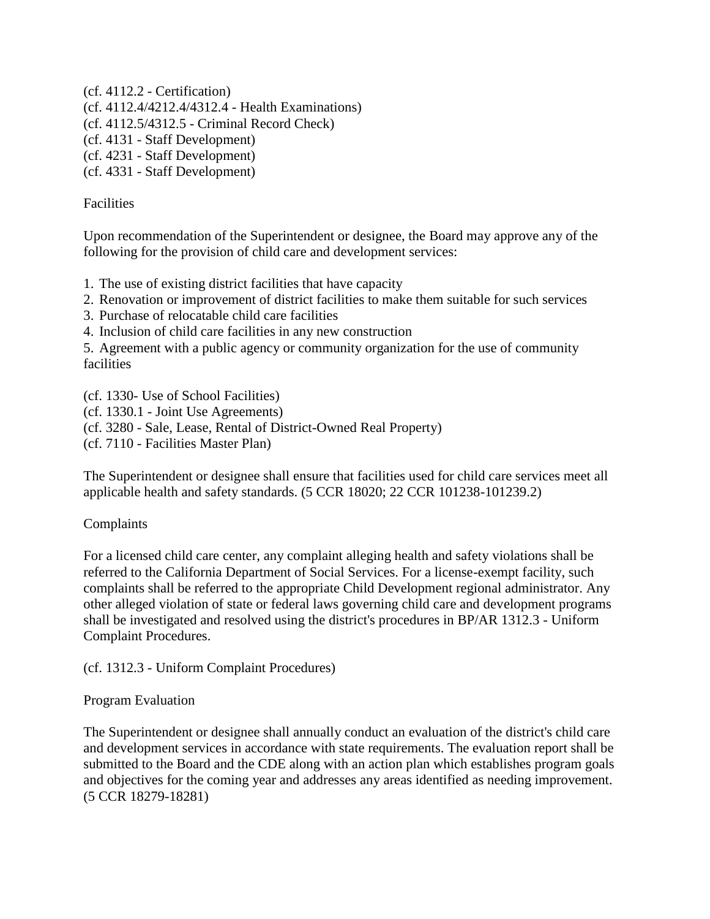(cf. 4112.2 - Certification)
(cf. 4112.4/4212.4/4312.4 - Health Examinations)
(cf. 4112.5/4312.5 - Criminal Record Check)
(cf. 4131 - Staff Development)
(cf. 4231 - Staff Development)
(cf. 4331 - Staff Development)

Facilities

Upon recommendation of the Superintendent or designee, the Board may approve any of the following for the provision of child care and development services:

1. The use of existing district facilities that have capacity
2. Renovation or improvement of district facilities to make them suitable for such services
3. Purchase of relocatable child care facilities
4. Inclusion of child care facilities in any new construction
5. Agreement with a public agency or community organization for the use of community facilities

(cf. 1330- Use of School Facilities)
(cf. 1330.1 - Joint Use Agreements)
(cf. 3280 - Sale, Lease, Rental of District-Owned Real Property)
(cf. 7110 - Facilities Master Plan)

The Superintendent or designee shall ensure that facilities used for child care services meet all applicable health and safety standards. (5 CCR 18020; 22 CCR 101238-101239.2)

Complaints

For a licensed child care center, any complaint alleging health and safety violations shall be referred to the California Department of Social Services. For a license-exempt facility, such complaints shall be referred to the appropriate Child Development regional administrator. Any other alleged violation of state or federal laws governing child care and development programs shall be investigated and resolved using the district's procedures in BP/AR 1312.3 - Uniform Complaint Procedures.

(cf. 1312.3 - Uniform Complaint Procedures)

Program Evaluation

The Superintendent or designee shall annually conduct an evaluation of the district's child care and development services in accordance with state requirements. The evaluation report shall be submitted to the Board and the CDE along with an action plan which establishes program goals and objectives for the coming year and addresses any areas identified as needing improvement. (5 CCR 18279-18281)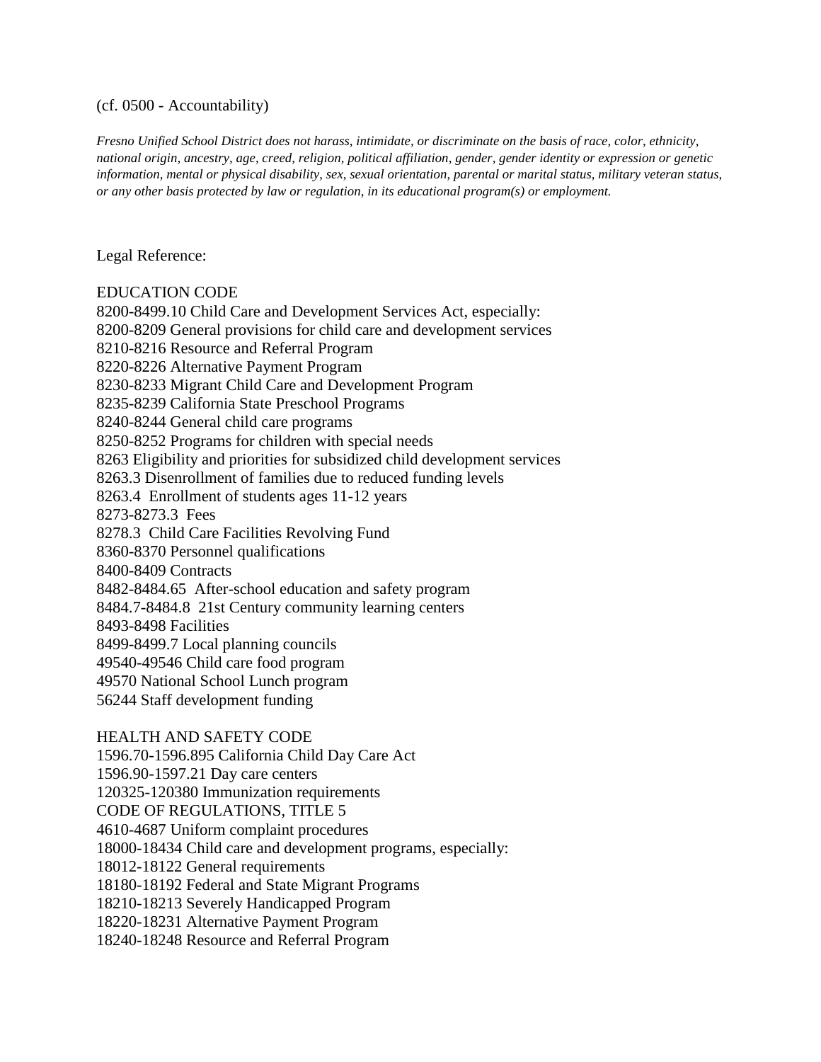(cf. 0500 - Accountability)

*Fresno Unified School District does not harass, intimidate, or discriminate on the basis of race, color, ethnicity, national origin, ancestry, age, creed, religion, political affiliation, gender, gender identity or expression or genetic information, mental or physical disability, sex, sexual orientation, parental or marital status, military veteran status, or any other basis protected by law or regulation, in its educational program(s) or employment.*

Legal Reference:

EDUCATION CODE
8200-8499.10 Child Care and Development Services Act, especially:
8200-8209 General provisions for child care and development services
8210-8216 Resource and Referral Program
8220-8226 Alternative Payment Program
8230-8233 Migrant Child Care and Development Program
8235-8239 California State Preschool Programs
8240-8244 General child care programs
8250-8252 Programs for children with special needs
8263 Eligibility and priorities for subsidized child development services
8263.3 Disenrollment of families due to reduced funding levels
8263.4 Enrollment of students ages 11-12 years
8273-8273.3 Fees
8278.3 Child Care Facilities Revolving Fund
8360-8370 Personnel qualifications
8400-8409 Contracts
8482-8484.65 After-school education and safety program
8484.7-8484.8 21st Century community learning centers
8493-8498 Facilities
8499-8499.7 Local planning councils
49540-49546 Child care food program
49570 National School Lunch program
56244 Staff development funding

HEALTH AND SAFETY CODE
1596.70-1596.895 California Child Day Care Act
1596.90-1597.21 Day care centers
120325-120380 Immunization requirements
CODE OF REGULATIONS, TITLE 5
4610-4687 Uniform complaint procedures
18000-18434 Child care and development programs, especially:
18012-18122 General requirements
18180-18192 Federal and State Migrant Programs
18210-18213 Severely Handicapped Program
18220-18231 Alternative Payment Program
18240-18248 Resource and Referral Program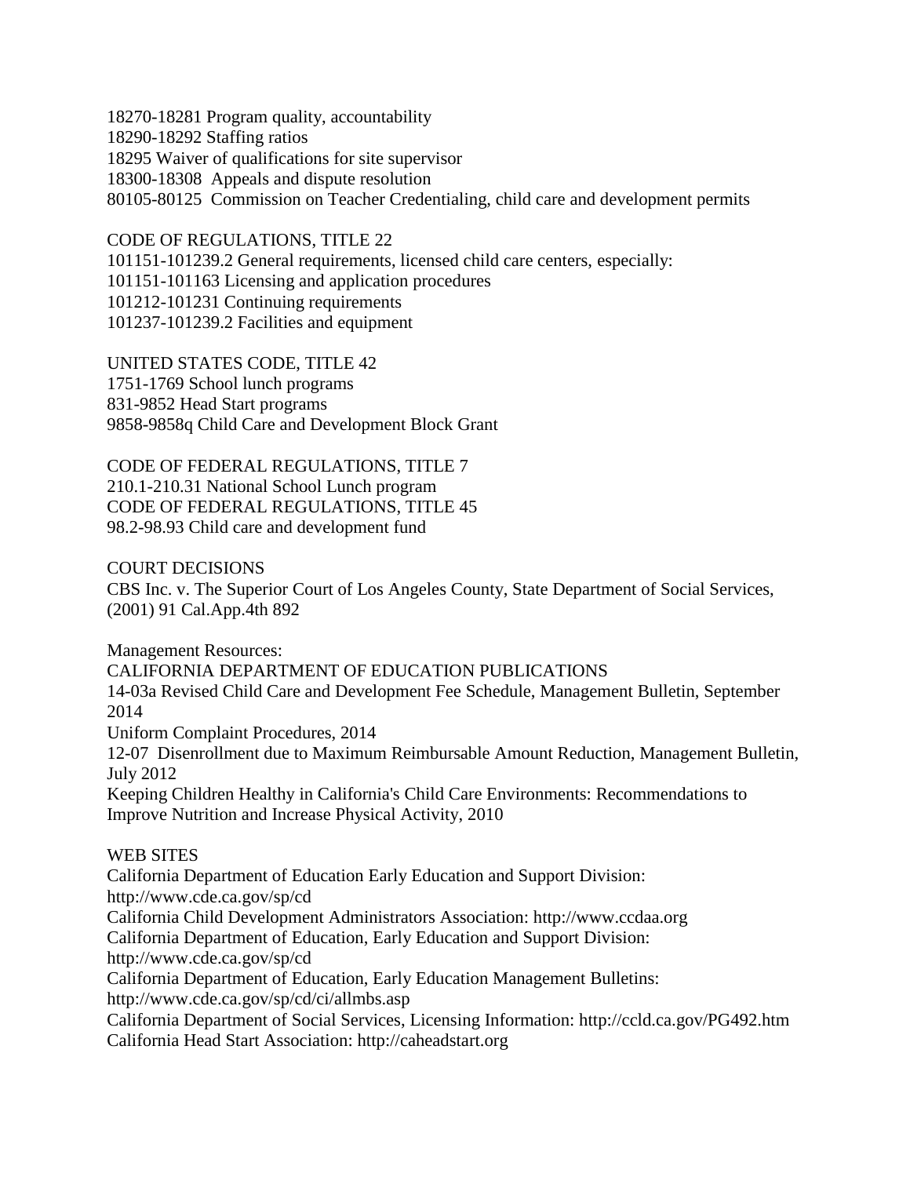18270-18281 Program quality, accountability
18290-18292 Staffing ratios
18295 Waiver of qualifications for site supervisor
18300-18308 Appeals and dispute resolution
80105-80125 Commission on Teacher Credentialing, child care and development permits

CODE OF REGULATIONS, TITLE 22
101151-101239.2 General requirements, licensed child care centers, especially:
101151-101163 Licensing and application procedures
101212-101231 Continuing requirements
101237-101239.2 Facilities and equipment

UNITED STATES CODE, TITLE 42
1751-1769 School lunch programs
831-9852 Head Start programs
9858-9858q Child Care and Development Block Grant

CODE OF FEDERAL REGULATIONS, TITLE 7
210.1-210.31 National School Lunch program
CODE OF FEDERAL REGULATIONS, TITLE 45
98.2-98.93 Child care and development fund

COURT DECISIONS
CBS Inc. v. The Superior Court of Los Angeles County, State Department of Social Services, (2001) 91 Cal.App.4th 892

Management Resources:
CALIFORNIA DEPARTMENT OF EDUCATION PUBLICATIONS
14-03a Revised Child Care and Development Fee Schedule, Management Bulletin, September 2014
Uniform Complaint Procedures, 2014
12-07 Disenrollment due to Maximum Reimbursable Amount Reduction, Management Bulletin, July 2012
Keeping Children Healthy in California's Child Care Environments: Recommendations to Improve Nutrition and Increase Physical Activity, 2010

WEB SITES
California Department of Education Early Education and Support Division: http://www.cde.ca.gov/sp/cd
California Child Development Administrators Association: http://www.ccdaa.org
California Department of Education, Early Education and Support Division: http://www.cde.ca.gov/sp/cd
California Department of Education, Early Education Management Bulletins: http://www.cde.ca.gov/sp/cd/ci/allmbs.asp
California Department of Social Services, Licensing Information: http://ccld.ca.gov/PG492.htm
California Head Start Association: http://caheadstart.org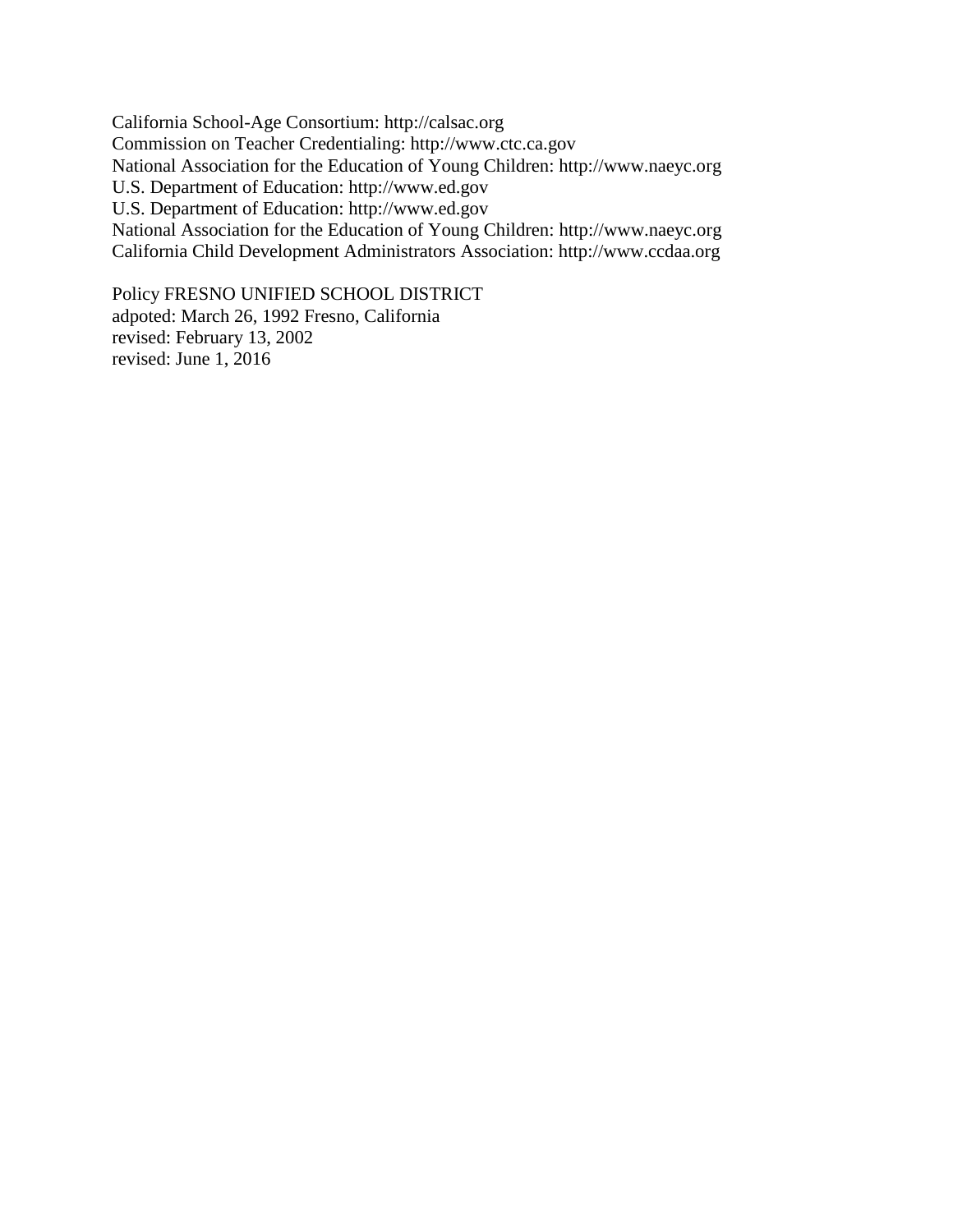California School-Age Consortium: http://calsac.org
Commission on Teacher Credentialing: http://www.ctc.ca.gov
National Association for the Education of Young Children: http://www.naeyc.org
U.S. Department of Education: http://www.ed.gov
U.S. Department of Education: http://www.ed.gov
National Association for the Education of Young Children: http://www.naeyc.org
California Child Development Administrators Association: http://www.ccdaa.org

Policy FRESNO UNIFIED SCHOOL DISTRICT
adpoted: March 26, 1992 Fresno, California
revised: February 13, 2002
revised: June 1, 2016